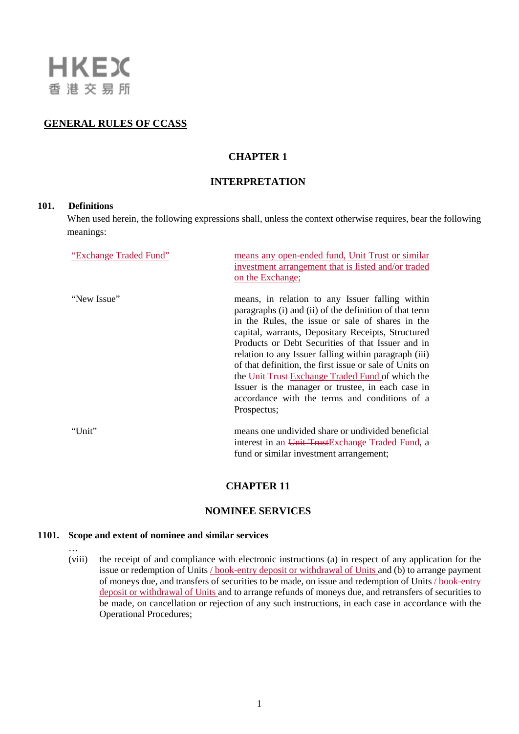# GENERAL RULES OF CCASS

## CHAPTER 1

## INTERPRETATION

### 101. Definitions

When used herein, the following expressions shall, unless the context otherwise requires, bear the following meanings:

| | |
|---|---|
| "Exchange Traded Fund" | means any open-ended fund, Unit Trust or similar investment arrangement that is listed and/or traded on the Exchange; |
| "New Issue" | means, in relation to any Issuer falling within paragraphs (i) and (ii) of the definition of that term in the Rules, the issue or sale of shares in the capital, warrants, Depositary Receipts, Structured Products or Debt Securities of that Issuer and in relation to any Issuer falling within paragraph (iii) of that definition, the first issue or sale of Units on the ~~Unit Trust~~ Exchange Traded Fund of which the Issuer is the manager or trustee, in each case in accordance with the terms and conditions of a Prospectus; |
| "Unit" | means one undivided share or undivided beneficial interest in an ~~Unit Trust~~Exchange Traded Fund, a fund or similar investment arrangement; |

## CHAPTER 11

## NOMINEE SERVICES

### 1101. Scope and extent of nominee and similar services

…

(viii) the receipt of and compliance with electronic instructions (a) in respect of any application for the issue or redemption of Units / book-entry deposit or withdrawal of Units and (b) to arrange payment of moneys due, and transfers of securities to be made, on issue and redemption of Units / book-entry deposit or withdrawal of Units and to arrange refunds of moneys due, and retransfers of securities to be made, on cancellation or rejection of any such instructions, in each case in accordance with the Operational Procedures;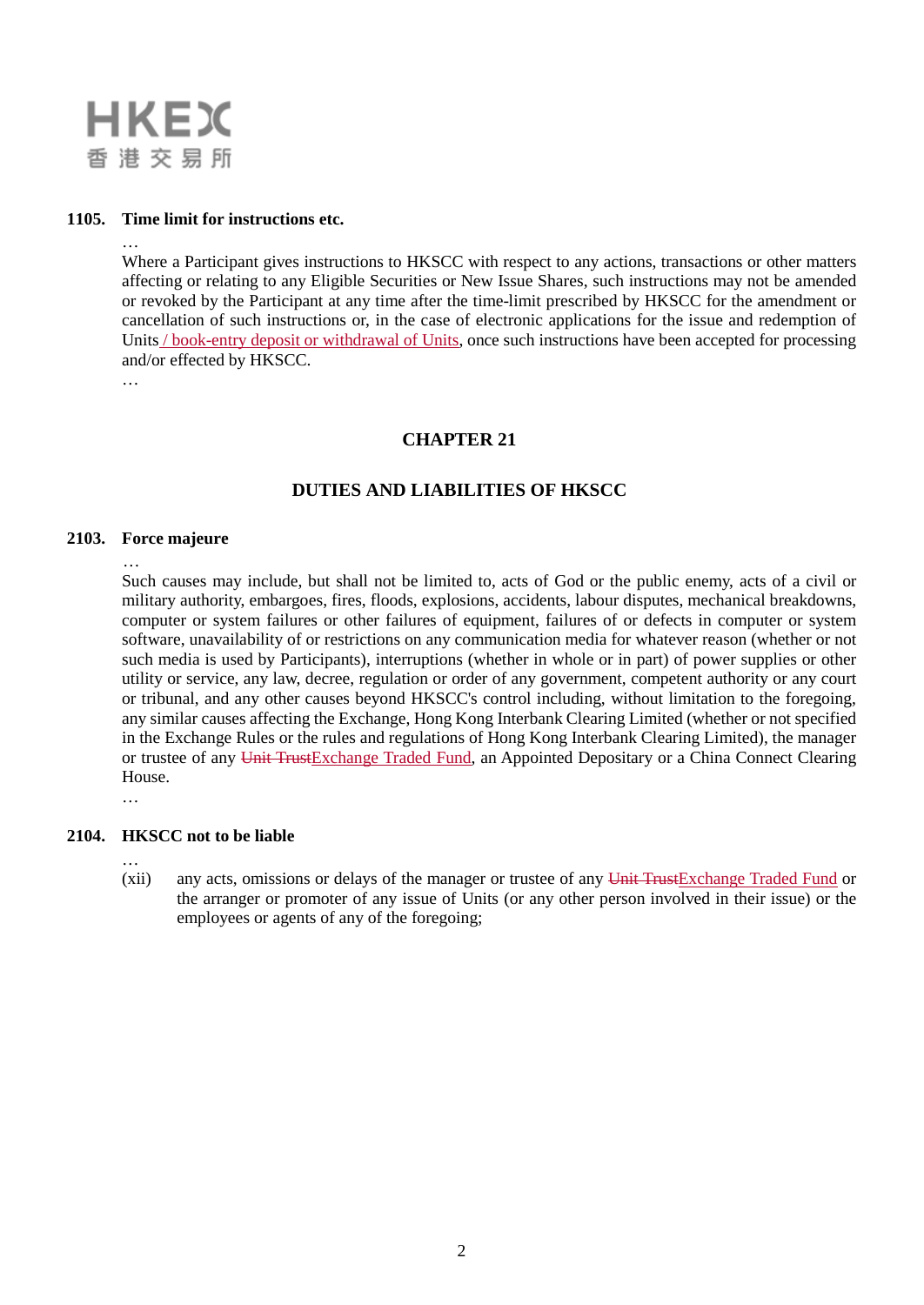**1105. Time limit for instructions etc.**

…

Where a Participant gives instructions to HKSCC with respect to any actions, transactions or other matters affecting or relating to any Eligible Securities or New Issue Shares, such instructions may not be amended or revoked by the Participant at any time after the time-limit prescribed by HKSCC for the amendment or cancellation of such instructions or, in the case of electronic applications for the issue and redemption of Units / book-entry deposit or withdrawal of Units, once such instructions have been accepted for processing and/or effected by HKSCC.

…

## CHAPTER 21

## DUTIES AND LIABILITIES OF HKSCC

**2103. Force majeure**

…

Such causes may include, but shall not be limited to, acts of God or the public enemy, acts of a civil or military authority, embargoes, fires, floods, explosions, accidents, labour disputes, mechanical breakdowns, computer or system failures or other failures of equipment, failures of or defects in computer or system software, unavailability of or restrictions on any communication media for whatever reason (whether or not such media is used by Participants), interruptions (whether in whole or in part) of power supplies or other utility or service, any law, decree, regulation or order of any government, competent authority or any court or tribunal, and any other causes beyond HKSCC's control including, without limitation to the foregoing, any similar causes affecting the Exchange, Hong Kong Interbank Clearing Limited (whether or not specified in the Exchange Rules or the rules and regulations of Hong Kong Interbank Clearing Limited), the manager or trustee of any ~~Unit Trust~~Exchange Traded Fund, an Appointed Depositary or a China Connect Clearing House.

…

**2104. HKSCC not to be liable**

…

(xii) any acts, omissions or delays of the manager or trustee of any ~~Unit Trust~~Exchange Traded Fund or the arranger or promoter of any issue of Units (or any other person involved in their issue) or the employees or agents of any of the foregoing;